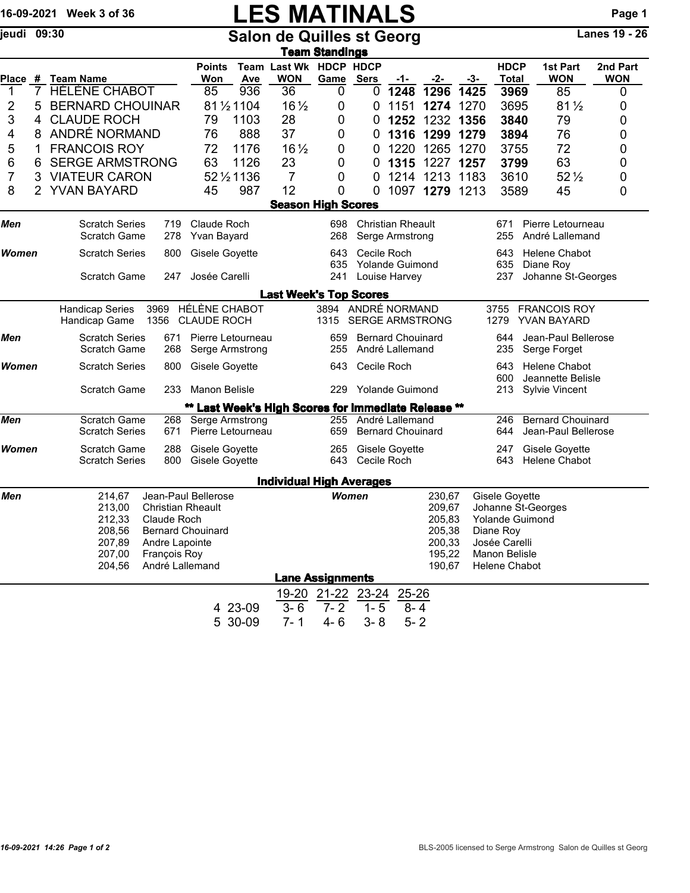16-09-2021 Week 3 of 36

# LES MATINALS

jeudi 09:30

## Salon de Quilles st Georg

Lanes 19 - 26

### Team Standings

| Place | # | Team Name | Points Won | Team Ave | Last Wk WON | HDCP Game | HDCP Sers | -1- | -2- | -3- | HDCP Total | 1st Part WON | 2nd Part WON |
|---|---|---|---|---|---|---|---|---|---|---|---|---|---|
| 1 | 7 | HÉLÈNE CHABOT | 85 | 936 | 36 | 0 | 0 | **1248** | **1296** | **1425** | **3969** | 85 | 0 |
| 2 | 5 | BERNARD CHOUINAR | 81½ | 1104 | 16½ | 0 | 0 | 1151 | **1274** | 1270 | 3695 | 81½ | 0 |
| 3 | 4 | CLAUDE ROCH | 79 | 1103 | 28 | 0 | 0 | **1252** | 1232 | **1356** | **3840** | 79 | 0 |
| 4 | 8 | ANDRÉ NORMAND | 76 | 888 | 37 | 0 | 0 | **1316** | **1299** | **1279** | **3894** | 76 | 0 |
| 5 | 1 | FRANCOIS ROY | 72 | 1176 | 16½ | 0 | 0 | 1220 | 1265 | 1270 | 3755 | 72 | 0 |
| 6 | 6 | SERGE ARMSTRONG | 63 | 1126 | 23 | 0 | 0 | **1315** | 1227 | **1257** | **3799** | 63 | 0 |
| 7 | 3 | VIATEUR CARON | 52½ | 1136 | 7 | 0 | 0 | 1214 | 1213 | 1183 | 3610 | 52½ | 0 |
| 8 | 2 | YVAN BAYARD | 45 | 987 | 12 | 0 | 0 | 1097 | **1279** | 1213 | 3589 | 45 | 0 |

### Season High Scores

| | | | | | | | |
|---|---|---|---|---|---|---|---|
| **Men** | Scratch Series | 719 | Claude Roch | 698 | Christian Rheault | 671 | Pierre Letourneau |
| | Scratch Game | 278 | Yvan Bayard | 268 | Serge Armstrong | 255 | André Lallemand |
| **Women** | Scratch Series | 800 | Gisele Goyette | 643 | Cecile Roch | 643 | Helene Chabot |
| | | | | 635 | Yolande Guimond | 635 | Diane Roy |
| | Scratch Game | 247 | Josée Carelli | 241 | Louise Harvey | 237 | Johanne St-Georges |

### Last Week's Top Scores

| | | | | | | | |
|---|---|---|---|---|---|---|---|
| | Handicap Series | 3969 | HÉLÈNE CHABOT | 3894 | ANDRÉ NORMAND | 3755 | FRANCOIS ROY |
| | Handicap Game | 1356 | CLAUDE ROCH | 1315 | SERGE ARMSTRONG | 1279 | YVAN BAYARD |
| **Men** | Scratch Series | 671 | Pierre Letourneau | 659 | Bernard Chouinard | 644 | Jean-Paul Bellerose |
| | Scratch Game | 268 | Serge Armstrong | 255 | André Lallemand | 235 | Serge Forget |
| **Women** | Scratch Series | 800 | Gisele Goyette | 643 | Cecile Roch | 643 | Helene Chabot |
| | | | | | | 600 | Jeannette Belisle |
| | Scratch Game | 233 | Manon Belisle | 229 | Yolande Guimond | 213 | Sylvie Vincent |

### ** Last Week's High Scores for Immediate Release **

| | | | | | | | |
|---|---|---|---|---|---|---|---|
| **Men** | Scratch Game | 268 | Serge Armstrong | 255 | André Lallemand | 246 | Bernard Chouinard |
| | Scratch Series | 671 | Pierre Letourneau | 659 | Bernard Chouinard | 644 | Jean-Paul Bellerose |
| **Women** | Scratch Game | 288 | Gisele Goyette | 265 | Gisele Goyette | 247 | Gisele Goyette |
| | Scratch Series | 800 | Gisele Goyette | 643 | Cecile Roch | 643 | Helene Chabot |

### Individual High Averages

| Men | | | Women | | |
|---|---|---|---|---|---|
| | 214,67 | Jean-Paul Bellerose | | 230,67 | Gisele Goyette |
| | 213,00 | Christian Rheault | | 209,67 | Johanne St-Georges |
| | 212,33 | Claude Roch | | 205,83 | Yolande Guimond |
| | 208,56 | Bernard Chouinard | | 205,38 | Diane Roy |
| | 207,89 | Andre Lapointe | | 200,33 | Josée Carelli |
| | 207,00 | François Roy | | 195,22 | Manon Belisle |
| | 204,56 | André Lallemand | | 190,67 | Helene Chabot |

### Lane Assignments

| | 19-20 | 21-22 | 23-24 | 25-26 |
|---|---|---|---|---|
| 4 23-09 | 3- 6 | 7- 2 | 1- 5 | 8- 4 |
| 5 30-09 | 7- 1 | 4- 6 | 3- 8 | 5- 2 |

16-09-2021 14:26 Page 1 of 2 — BLS-2005 licensed to Serge Armstrong Salon de Quilles st Georg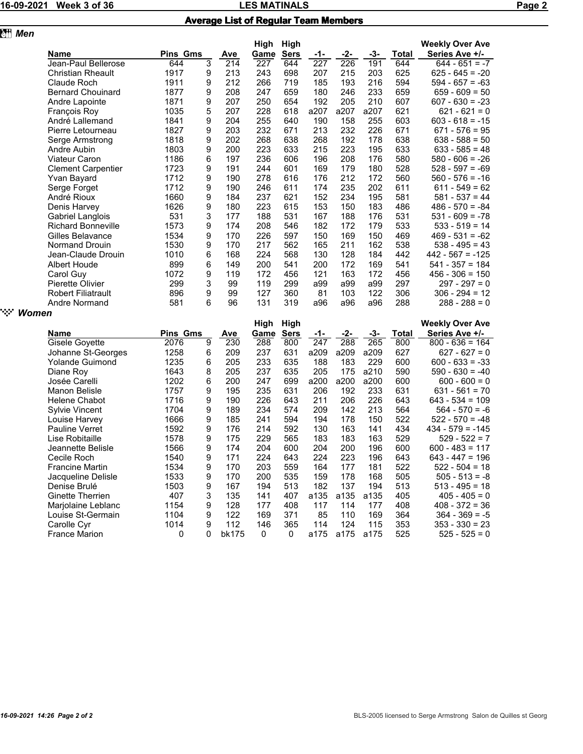## Average List of Regular Team Members

### Men

| Name | Pins | Gms | Ave | High Game | High Sers | -1- | -2- | -3- | Total | Weekly Over Ave Series Ave +/- |
|---|---|---|---|---|---|---|---|---|---|---|
| Jean-Paul Bellerose | 644 | 3 | 214 | 227 | 644 | 227 | 226 | 191 | 644 | 644 - 651 = -7 |
| Christian Rheault | 1917 | 9 | 213 | 243 | 698 | 207 | 215 | 203 | 625 | 625 - 645 = -20 |
| Claude Roch | 1911 | 9 | 212 | 266 | 719 | 185 | 193 | 216 | 594 | 594 - 657 = -63 |
| Bernard Chouinard | 1877 | 9 | 208 | 247 | 659 | 180 | 246 | 233 | 659 | 659 - 609 = 50 |
| Andre Lapointe | 1871 | 9 | 207 | 250 | 654 | 192 | 205 | 210 | 607 | 607 - 630 = -23 |
| François Roy | 1035 | 5 | 207 | 228 | 618 | a207 | a207 | a207 | 621 | 621 - 621 = 0 |
| André Lallemand | 1841 | 9 | 204 | 255 | 640 | 190 | 158 | 255 | 603 | 603 - 618 = -15 |
| Pierre Letourneau | 1827 | 9 | 203 | 232 | 671 | 213 | 232 | 226 | 671 | 671 - 576 = 95 |
| Serge Armstrong | 1818 | 9 | 202 | 268 | 638 | 268 | 192 | 178 | 638 | 638 - 588 = 50 |
| Andre Aubin | 1803 | 9 | 200 | 223 | 633 | 215 | 223 | 195 | 633 | 633 - 585 = 48 |
| Viateur Caron | 1186 | 6 | 197 | 236 | 606 | 196 | 208 | 176 | 580 | 580 - 606 = -26 |
| Clement Carpentier | 1723 | 9 | 191 | 244 | 601 | 169 | 179 | 180 | 528 | 528 - 597 = -69 |
| Yvan Bayard | 1712 | 9 | 190 | 278 | 616 | 176 | 212 | 172 | 560 | 560 - 576 = -16 |
| Serge Forget | 1712 | 9 | 190 | 246 | 611 | 174 | 235 | 202 | 611 | 611 - 549 = 62 |
| André Rioux | 1660 | 9 | 184 | 237 | 621 | 152 | 234 | 195 | 581 | 581 - 537 = 44 |
| Denis Harvey | 1626 | 9 | 180 | 223 | 615 | 153 | 150 | 183 | 486 | 486 - 570 = -84 |
| Gabriel Langlois | 531 | 3 | 177 | 188 | 531 | 167 | 188 | 176 | 531 | 531 - 609 = -78 |
| Richard Bonneville | 1573 | 9 | 174 | 208 | 546 | 182 | 172 | 179 | 533 | 533 - 519 = 14 |
| Gilles Belavance | 1534 | 9 | 170 | 226 | 597 | 150 | 169 | 150 | 469 | 469 - 531 = -62 |
| Normand Drouin | 1530 | 9 | 170 | 217 | 562 | 165 | 211 | 162 | 538 | 538 - 495 = 43 |
| Jean-Claude Drouin | 1010 | 6 | 168 | 224 | 568 | 130 | 128 | 184 | 442 | 442 - 567 = -125 |
| Albert Houde | 899 | 6 | 149 | 200 | 541 | 200 | 172 | 169 | 541 | 541 - 357 = 184 |
| Carol Guy | 1072 | 9 | 119 | 172 | 456 | 121 | 163 | 172 | 456 | 456 - 306 = 150 |
| Pierette Olivier | 299 | 3 | 99 | 119 | 299 | a99 | a99 | a99 | 297 | 297 - 297 = 0 |
| Robert Filiatrault | 896 | 9 | 99 | 127 | 360 | 81 | 103 | 122 | 306 | 306 - 294 = 12 |
| Andre Normand | 581 | 6 | 96 | 131 | 319 | a96 | a96 | a96 | 288 | 288 - 288 = 0 |

### Women

| Name | Pins | Gms | Ave | High Game | High Sers | -1- | -2- | -3- | Total | Weekly Over Ave Series Ave +/- |
|---|---|---|---|---|---|---|---|---|---|---|
| Gisele Goyette | 2076 | 9 | 230 | 288 | 800 | 247 | 288 | 265 | 800 | 800 - 636 = 164 |
| Johanne St-Georges | 1258 | 6 | 209 | 237 | 631 | a209 | a209 | a209 | 627 | 627 - 627 = 0 |
| Yolande Guimond | 1235 | 6 | 205 | 233 | 635 | 188 | 183 | 229 | 600 | 600 - 633 = -33 |
| Diane Roy | 1643 | 8 | 205 | 237 | 635 | 205 | 175 | a210 | 590 | 590 - 630 = -40 |
| Josée Carelli | 1202 | 6 | 200 | 247 | 699 | a200 | a200 | a200 | 600 | 600 - 600 = 0 |
| Manon Belisle | 1757 | 9 | 195 | 235 | 631 | 206 | 192 | 233 | 631 | 631 - 561 = 70 |
| Helene Chabot | 1716 | 9 | 190 | 226 | 643 | 211 | 206 | 226 | 643 | 643 - 534 = 109 |
| Sylvie Vincent | 1704 | 9 | 189 | 234 | 574 | 209 | 142 | 213 | 564 | 564 - 570 = -6 |
| Louise Harvey | 1666 | 9 | 185 | 241 | 594 | 194 | 178 | 150 | 522 | 522 - 570 = -48 |
| Pauline Verret | 1592 | 9 | 176 | 214 | 592 | 130 | 163 | 141 | 434 | 434 - 579 = -145 |
| Lise Robitaille | 1578 | 9 | 175 | 229 | 565 | 183 | 183 | 163 | 529 | 529 - 522 = 7 |
| Jeannette Belisle | 1566 | 9 | 174 | 204 | 600 | 204 | 200 | 196 | 600 | 600 - 483 = 117 |
| Cecile Roch | 1540 | 9 | 171 | 224 | 643 | 224 | 223 | 196 | 643 | 643 - 447 = 196 |
| Francine Martin | 1534 | 9 | 170 | 203 | 559 | 164 | 177 | 181 | 522 | 522 - 504 = 18 |
| Jacqueline Delisle | 1533 | 9 | 170 | 200 | 535 | 159 | 178 | 168 | 505 | 505 - 513 = -8 |
| Denise Brulé | 1503 | 9 | 167 | 194 | 513 | 182 | 137 | 194 | 513 | 513 - 495 = 18 |
| Ginette Therrien | 407 | 3 | 135 | 141 | 407 | a135 | a135 | a135 | 405 | 405 - 405 = 0 |
| Marjolaine Leblanc | 1154 | 9 | 128 | 177 | 408 | 117 | 114 | 177 | 408 | 408 - 372 = 36 |
| Louise St-Germain | 1104 | 9 | 122 | 169 | 371 | 85 | 110 | 169 | 364 | 364 - 369 = -5 |
| Carolle Cyr | 1014 | 9 | 112 | 146 | 365 | 114 | 124 | 115 | 353 | 353 - 330 = 23 |
| France Marion | 0 | 0 | bk175 | 0 | 0 | a175 | a175 | a175 | 525 | 525 - 525 = 0 |